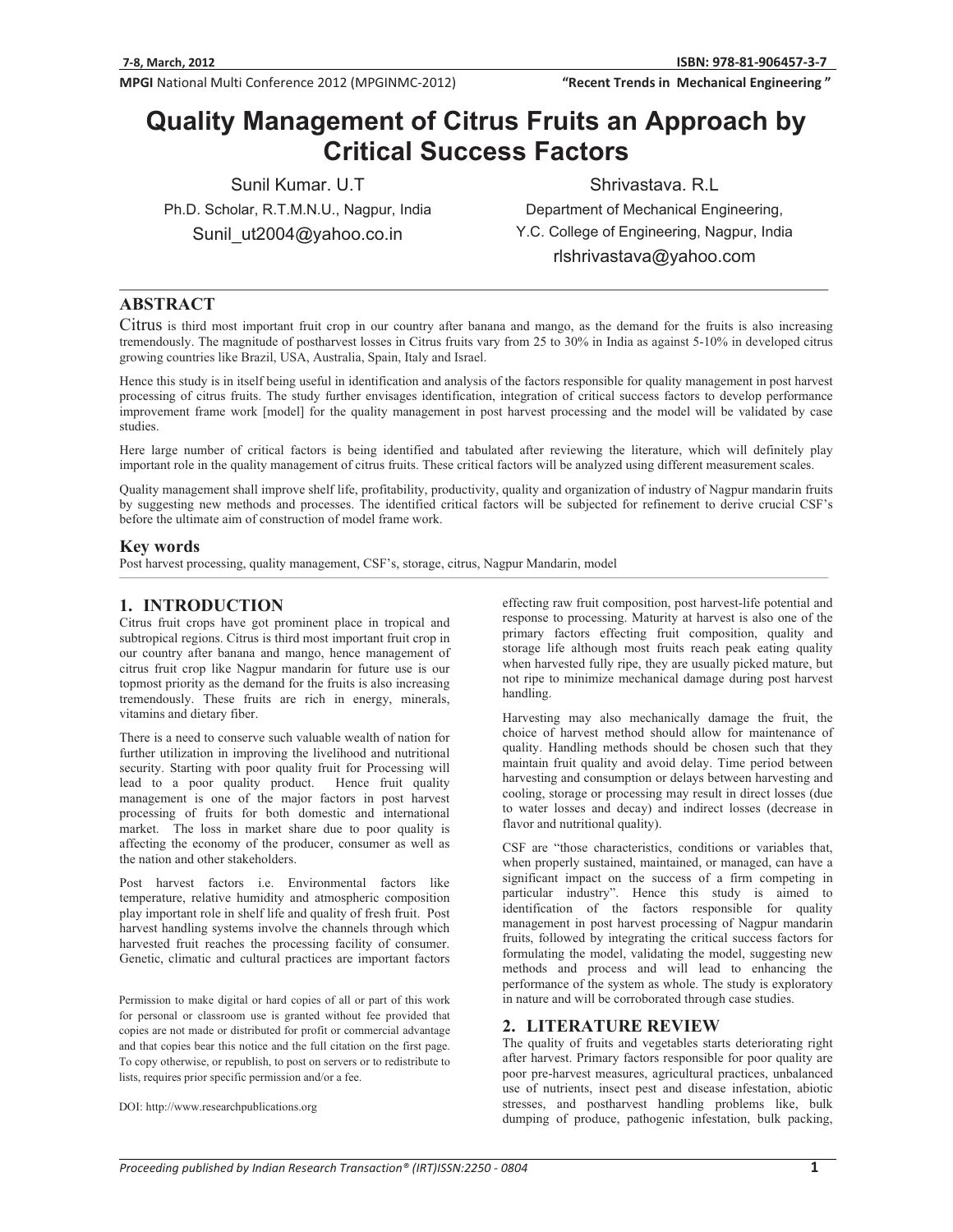# Quality Management of Citrus Fruits an Approach by Critical Success Factors

Sunil Kumar. U.T
Ph.D. Scholar, R.T.M.N.U., Nagpur, India
Sunil_ut2004@yahoo.co.in

Shrivastava. R.L
Department of Mechanical Engineering,
Y.C. College of Engineering, Nagpur, India
rlshrivastava@yahoo.com

## ABSTRACT

Citrus is third most important fruit crop in our country after banana and mango, as the demand for the fruits is also increasing tremendously. The magnitude of postharvest losses in Citrus fruits vary from 25 to 30% in India as against 5-10% in developed citrus growing countries like Brazil, USA, Australia, Spain, Italy and Israel.

Hence this study is in itself being useful in identification and analysis of the factors responsible for quality management in post harvest processing of citrus fruits. The study further envisages identification, integration of critical success factors to develop performance improvement frame work [model] for the quality management in post harvest processing and the model will be validated by case studies.

Here large number of critical factors is being identified and tabulated after reviewing the literature, which will definitely play important role in the quality management of citrus fruits. These critical factors will be analyzed using different measurement scales.

Quality management shall improve shelf life, profitability, productivity, quality and organization of industry of Nagpur mandarin fruits by suggesting new methods and processes. The identified critical factors will be subjected for refinement to derive crucial CSF's before the ultimate aim of construction of model frame work.

### Key words

Post harvest processing, quality management, CSF's, storage, citrus, Nagpur Mandarin, model

## 1. INTRODUCTION

Citrus fruit crops have got prominent place in tropical and subtropical regions. Citrus is third most important fruit crop in our country after banana and mango, hence management of citrus fruit crop like Nagpur mandarin for future use is our topmost priority as the demand for the fruits is also increasing tremendously. These fruits are rich in energy, minerals, vitamins and dietary fiber.

There is a need to conserve such valuable wealth of nation for further utilization in improving the livelihood and nutritional security. Starting with poor quality fruit for Processing will lead to a poor quality product. Hence fruit quality management is one of the major factors in post harvest processing of fruits for both domestic and international market. The loss in market share due to poor quality is affecting the economy of the producer, consumer as well as the nation and other stakeholders.

Post harvest factors i.e. Environmental factors like temperature, relative humidity and atmospheric composition play important role in shelf life and quality of fresh fruit. Post harvest handling systems involve the channels through which harvested fruit reaches the processing facility of consumer. Genetic, climatic and cultural practices are important factors effecting raw fruit composition, post harvest-life potential and response to processing. Maturity at harvest is also one of the primary factors effecting fruit composition, quality and storage life although most fruits reach peak eating quality when harvested fully ripe, they are usually picked mature, but not ripe to minimize mechanical damage during post harvest handling.

Harvesting may also mechanically damage the fruit, the choice of harvest method should allow for maintenance of quality. Handling methods should be chosen such that they maintain fruit quality and avoid delay. Time period between harvesting and consumption or delays between harvesting and cooling, storage or processing may result in direct losses (due to water losses and decay) and indirect losses (decrease in flavor and nutritional quality).

CSF are "those characteristics, conditions or variables that, when properly sustained, maintained, or managed, can have a significant impact on the success of a firm competing in particular industry". Hence this study is aimed to identification of the factors responsible for quality management in post harvest processing of Nagpur mandarin fruits, followed by integrating the critical success factors for formulating the model, validating the model, suggesting new methods and process and will lead to enhancing the performance of the system as whole. The study is exploratory in nature and will be corroborated through case studies.

## 2. LITERATURE REVIEW

The quality of fruits and vegetables starts deteriorating right after harvest. Primary factors responsible for poor quality are poor pre-harvest measures, agricultural practices, unbalanced use of nutrients, insect pest and disease infestation, abiotic stresses, and postharvest handling problems like, bulk dumping of produce, pathogenic infestation, bulk packing,

Permission to make digital or hard copies of all or part of this work for personal or classroom use is granted without fee provided that copies are not made or distributed for profit or commercial advantage and that copies bear this notice and the full citation on the first page. To copy otherwise, or republish, to post on servers or to redistribute to lists, requires prior specific permission and/or a fee.

DOI: http://www.researchpublications.org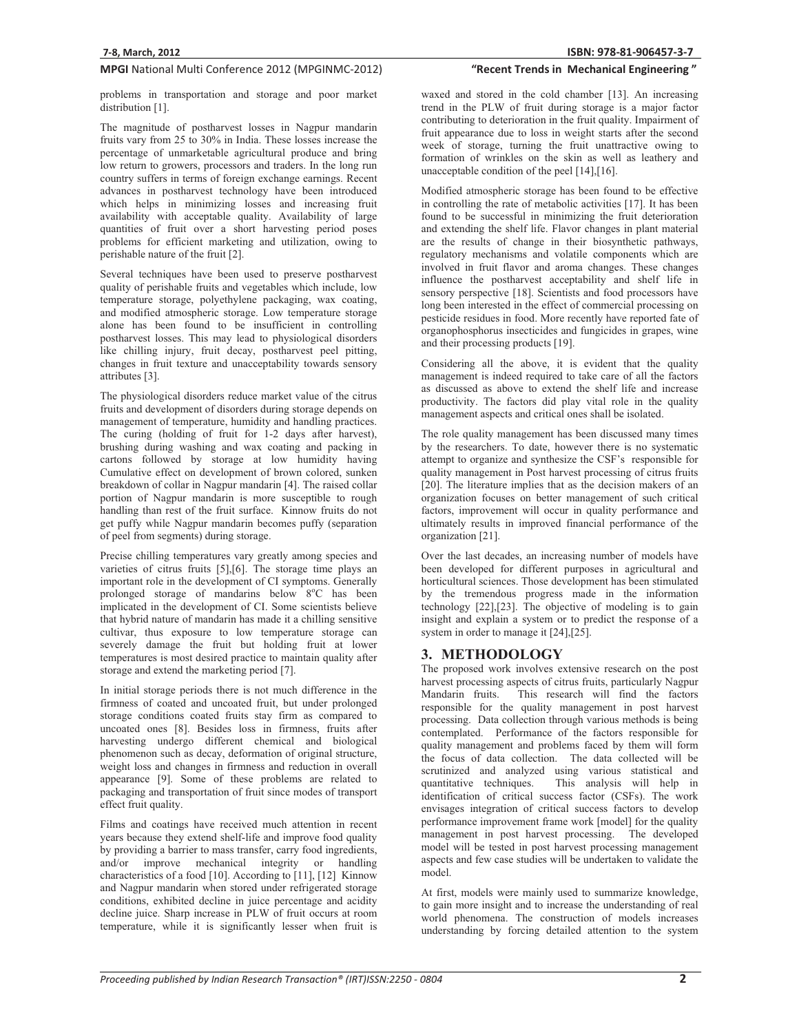problems in transportation and storage and poor market distribution [1].

The magnitude of postharvest losses in Nagpur mandarin fruits vary from 25 to 30% in India. These losses increase the percentage of unmarketable agricultural produce and bring low return to growers, processors and traders. In the long run country suffers in terms of foreign exchange earnings. Recent advances in postharvest technology have been introduced which helps in minimizing losses and increasing fruit availability with acceptable quality. Availability of large quantities of fruit over a short harvesting period poses problems for efficient marketing and utilization, owing to perishable nature of the fruit [2].

Several techniques have been used to preserve postharvest quality of perishable fruits and vegetables which include, low temperature storage, polyethylene packaging, wax coating, and modified atmospheric storage. Low temperature storage alone has been found to be insufficient in controlling postharvest losses. This may lead to physiological disorders like chilling injury, fruit decay, postharvest peel pitting, changes in fruit texture and unacceptability towards sensory attributes [3].

The physiological disorders reduce market value of the citrus fruits and development of disorders during storage depends on management of temperature, humidity and handling practices. The curing (holding of fruit for 1-2 days after harvest), brushing during washing and wax coating and packing in cartons followed by storage at low humidity having Cumulative effect on development of brown colored, sunken breakdown of collar in Nagpur mandarin [4]. The raised collar portion of Nagpur mandarin is more susceptible to rough handling than rest of the fruit surface. Kinnow fruits do not get puffy while Nagpur mandarin becomes puffy (separation of peel from segments) during storage.

Precise chilling temperatures vary greatly among species and varieties of citrus fruits [5],[6]. The storage time plays an important role in the development of CI symptoms. Generally prolonged storage of mandarins below 8$^{o}$C has been implicated in the development of CI. Some scientists believe that hybrid nature of mandarin has made it a chilling sensitive cultivar, thus exposure to low temperature storage can severely damage the fruit but holding fruit at lower temperatures is most desired practice to maintain quality after storage and extend the marketing period [7].

In initial storage periods there is not much difference in the firmness of coated and uncoated fruit, but under prolonged storage conditions coated fruits stay firm as compared to uncoated ones [8]. Besides loss in firmness, fruits after harvesting undergo different chemical and biological phenomenon such as decay, deformation of original structure, weight loss and changes in firmness and reduction in overall appearance [9]. Some of these problems are related to packaging and transportation of fruit since modes of transport effect fruit quality.

Films and coatings have received much attention in recent years because they extend shelf-life and improve food quality by providing a barrier to mass transfer, carry food ingredients, and/or improve mechanical integrity or handling characteristics of a food [10]. According to [11], [12] Kinnow and Nagpur mandarin when stored under refrigerated storage conditions, exhibited decline in juice percentage and acidity decline juice. Sharp increase in PLW of fruit occurs at room temperature, while it is significantly lesser when fruit is waxed and stored in the cold chamber [13]. An increasing trend in the PLW of fruit during storage is a major factor contributing to deterioration in the fruit quality. Impairment of fruit appearance due to loss in weight starts after the second week of storage, turning the fruit unattractive owing to formation of wrinkles on the skin as well as leathery and unacceptable condition of the peel [14],[16].

Modified atmospheric storage has been found to be effective in controlling the rate of metabolic activities [17]. It has been found to be successful in minimizing the fruit deterioration and extending the shelf life. Flavor changes in plant material are the results of change in their biosynthetic pathways, regulatory mechanisms and volatile components which are involved in fruit flavor and aroma changes. These changes influence the postharvest acceptability and shelf life in sensory perspective [18]. Scientists and food processors have long been interested in the effect of commercial processing on pesticide residues in food. More recently have reported fate of organophosphorus insecticides and fungicides in grapes, wine and their processing products [19].

Considering all the above, it is evident that the quality management is indeed required to take care of all the factors as discussed as above to extend the shelf life and increase productivity. The factors did play vital role in the quality management aspects and critical ones shall be isolated.

The role quality management has been discussed many times by the researchers. To date, however there is no systematic attempt to organize and synthesize the CSF's responsible for quality management in Post harvest processing of citrus fruits [20]. The literature implies that as the decision makers of an organization focuses on better management of such critical factors, improvement will occur in quality performance and ultimately results in improved financial performance of the organization [21].

Over the last decades, an increasing number of models have been developed for different purposes in agricultural and horticultural sciences. Those development has been stimulated by the tremendous progress made in the information technology [22],[23]. The objective of modeling is to gain insight and explain a system or to predict the response of a system in order to manage it [24],[25].

## 3. METHODOLOGY

The proposed work involves extensive research on the post harvest processing aspects of citrus fruits, particularly Nagpur Mandarin fruits. This research will find the factors responsible for the quality management in post harvest processing. Data collection through various methods is being contemplated. Performance of the factors responsible for quality management and problems faced by them will form the focus of data collection. The data collected will be scrutinized and analyzed using various statistical and quantitative techniques. This analysis will help in identification of critical success factor (CSFs). The work envisages integration of critical success factors to develop performance improvement frame work [model] for the quality management in post harvest processing. The developed model will be tested in post harvest processing management aspects and few case studies will be undertaken to validate the model.

At first, models were mainly used to summarize knowledge, to gain more insight and to increase the understanding of real world phenomena. The construction of models increases understanding by forcing detailed attention to the system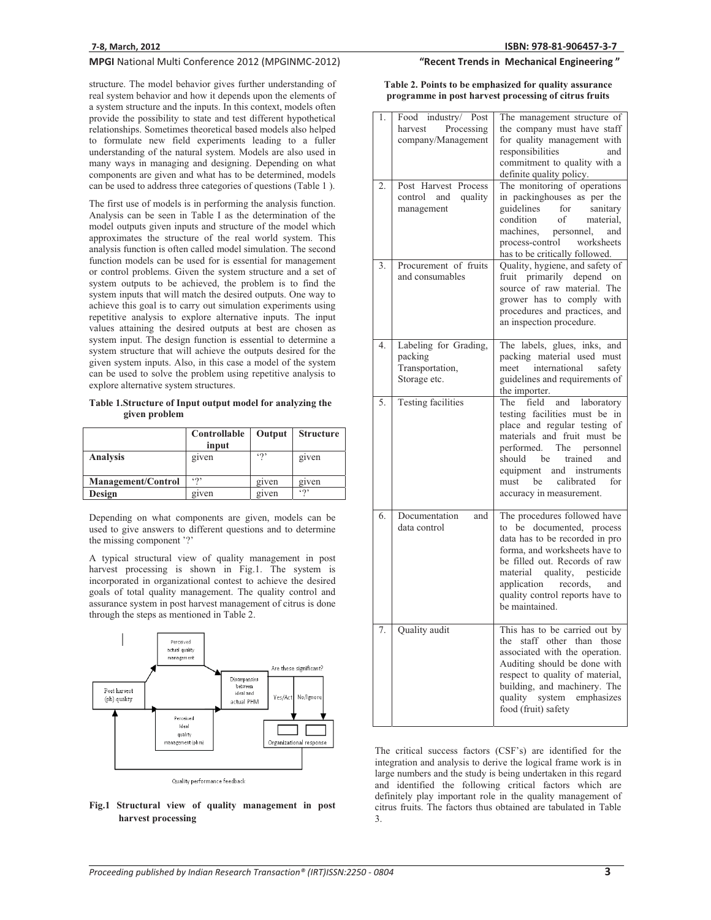structure. The model behavior gives further understanding of real system behavior and how it depends upon the elements of a system structure and the inputs. In this context, models often provide the possibility to state and test different hypothetical relationships. Sometimes theoretical based models also helped to formulate new field experiments leading to a fuller understanding of the natural system. Models are also used in many ways in managing and designing. Depending on what components are given and what has to be determined, models can be used to address three categories of questions (Table 1 ).

The first use of models is in performing the analysis function. Analysis can be seen in Table I as the determination of the model outputs given inputs and structure of the model which approximates the structure of the real world system. This analysis function is often called model simulation. The second function models can be used for is essential for management or control problems. Given the system structure and a set of system outputs to be achieved, the problem is to find the system inputs that will match the desired outputs. One way to achieve this goal is to carry out simulation experiments using repetitive analysis to explore alternative inputs. The input values attaining the desired outputs at best are chosen as system input. The design function is essential to determine a system structure that will achieve the outputs desired for the given system inputs. Also, in this case a model of the system can be used to solve the problem using repetitive analysis to explore alternative system structures.

**Table 1.Structure of Input output model for analyzing the given problem**

| | Controllable input | Output | Structure |
|---|---|---|---|
| **Analysis** | given | '?' | given |
| **Management/Control** | '?' | given | given |
| **Design** | given | given | '?' |

Depending on what components are given, models can be used to give answers to different questions and to determine the missing component '?'

A typical structural view of quality management in post harvest processing is shown in Fig.1. The system is incorporated in organizational contest to achieve the desired goals of total quality management. The quality control and assurance system in post harvest management of citrus is done through the steps as mentioned in Table 2.

Perceived actual quality management

Are these significant?

Post harvest (ph) quality

Discrepancies between ideal and actual PHM

Yes/Act No/Ignore

Perceived ideal quality management (phm)

Organizational response

Quality performance feedback

**Fig.1 Structural view of quality management in post harvest processing**

**Table 2. Points to be emphasized for quality assurance programme in post harvest processing of citrus fruits**

| | | |
|---|---|---|
| 1. | Food industry/ Post harvest Processing company/Management | The management structure of the company must have staff for quality management with responsibilities and commitment to quality with a definite quality policy. |
| 2. | Post Harvest Process control and quality management | The monitoring of operations in packinghouses as per the guidelines for sanitary condition of material, machines, personnel, and process-control worksheets has to be critically followed. |
| 3. | Procurement of fruits and consumables | Quality, hygiene, and safety of fruit primarily depend on source of raw material. The grower has to comply with procedures and practices, and an inspection procedure. |
| 4. | Labeling for Grading, packing Transportation, Storage etc. | The labels, glues, inks, and packing material used must meet international safety guidelines and requirements of the importer. |
| 5. | Testing facilities | The field and laboratory testing facilities must be in place and regular testing of materials and fruit must be performed. The personnel should be trained and equipment and instruments must be calibrated for accuracy in measurement. |
| 6. | Documentation and data control | The procedures followed have to be documented, process data has to be recorded in pro forma, and worksheets have to be filled out. Records of raw material quality, pesticide application records, and quality control reports have to be maintained. |
| 7. | Quality audit | This has to be carried out by the staff other than those associated with the operation. Auditing should be done with respect to quality of material, building, and machinery. The quality system emphasizes food (fruit) safety |

The critical success factors (CSF's) are identified for the integration and analysis to derive the logical frame work is in large numbers and the study is being undertaken in this regard and identified the following critical factors which are definitely play important role in the quality management of citrus fruits. The factors thus obtained are tabulated in Table 3.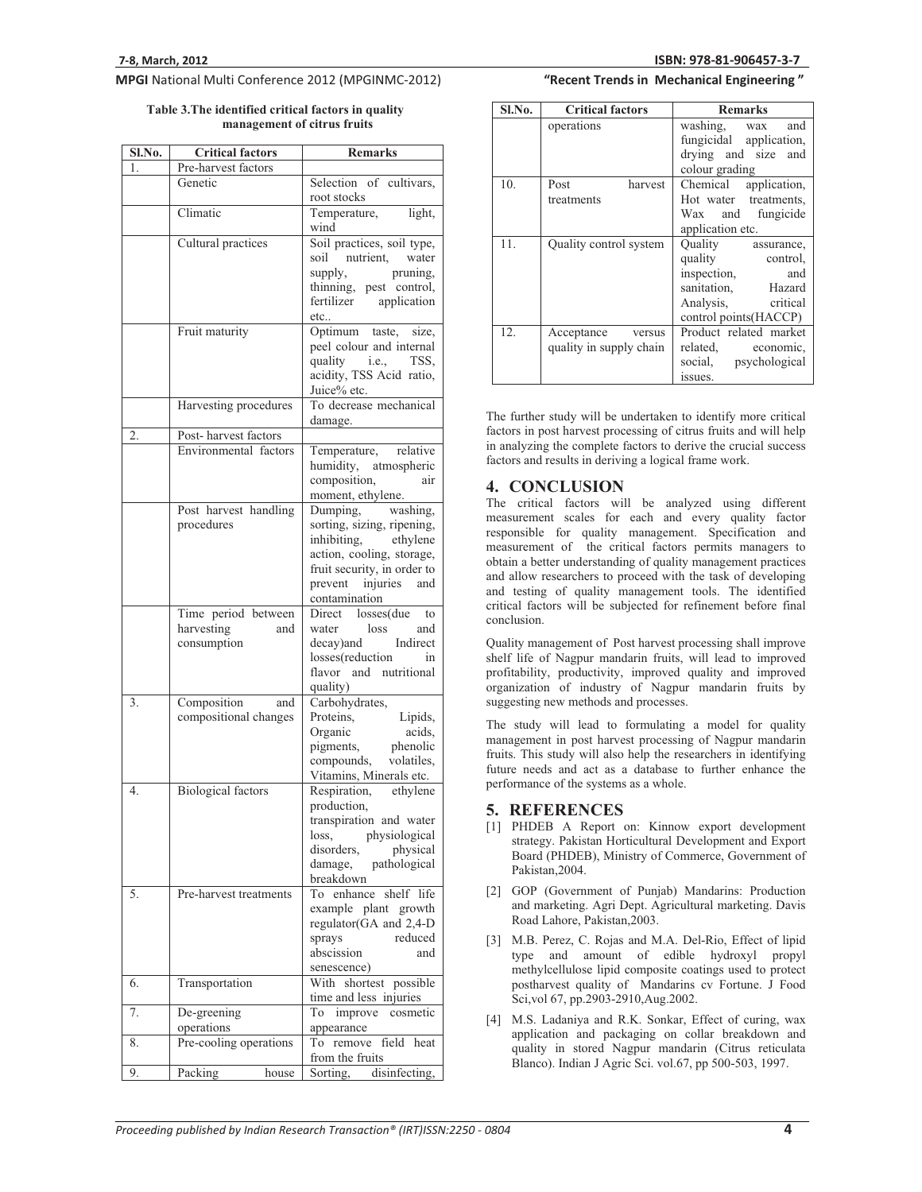**Table 3.The identified critical factors in quality management of citrus fruits**

| Sl.No. | Critical factors | Remarks |
|---|---|---|
| 1. | Pre-harvest factors | |
| | Genetic | Selection of cultivars, root stocks |
| | Climatic | Temperature, light, wind |
| | Cultural practices | Soil practices, soil type, soil nutrient, water supply, pruning, thinning, pest control, fertilizer application etc.. |
| | Fruit maturity | Optimum taste, size, peel colour and internal quality i.e., TSS, acidity, TSS Acid ratio, Juice% etc. |
| | Harvesting procedures | To decrease mechanical damage. |
| 2. | Post- harvest factors | |
| | Environmental factors | Temperature, relative humidity, atmospheric composition, air moment, ethylene. |
| | Post harvest handling procedures | Dumping, washing, sorting, sizing, ripening, inhibiting, ethylene action, cooling, storage, fruit security, in order to prevent injuries and contamination |
| | Time period between harvesting and consumption | Direct losses(due to water loss and decay)and Indirect losses(reduction in flavor and nutritional quality) |
| 3. | Composition and compositional changes | Carbohydrates, Proteins, Lipids, Organic acids, pigments, phenolic compounds, volatiles, Vitamins, Minerals etc. |
| 4. | Biological factors | Respiration, ethylene production, transpiration and water loss, physiological disorders, physical damage, pathological breakdown |
| 5. | Pre-harvest treatments | To enhance shelf life example plant growth regulator(GA and 2,4-D sprays reduced abscission and senescence) |
| 6. | Transportation | With shortest possible time and less injuries |
| 7. | De-greening operations | To improve cosmetic appearance |
| 8. | Pre-cooling operations | To remove field heat from the fruits |
| 9. | Packing house operations | Sorting, disinfecting, washing, wax and fungicidal application, drying and size and colour grading |
| 10. | Post harvest treatments | Chemical application, Hot water treatments, Wax and fungicide application etc. |
| 11. | Quality control system | Quality assurance, quality control, inspection, and sanitation, Hazard Analysis, critical control points(HACCP) |
| 12. | Acceptance versus quality in supply chain | Product related market related, economic, social, psychological issues. |

The further study will be undertaken to identify more critical factors in post harvest processing of citrus fruits and will help in analyzing the complete factors to derive the crucial success factors and results in deriving a logical frame work.

## 4. CONCLUSION

The critical factors will be analyzed using different measurement scales for each and every quality factor responsible for quality management. Specification and measurement of the critical factors permits managers to obtain a better understanding of quality management practices and allow researchers to proceed with the task of developing and testing of quality management tools. The identified critical factors will be subjected for refinement before final conclusion.

Quality management of Post harvest processing shall improve shelf life of Nagpur mandarin fruits, will lead to improved profitability, productivity, improved quality and improved organization of industry of Nagpur mandarin fruits by suggesting new methods and processes.

The study will lead to formulating a model for quality management in post harvest processing of Nagpur mandarin fruits. This study will also help the researchers in identifying future needs and act as a database to further enhance the performance of the systems as a whole.

## 5. REFERENCES

[1] PHDEB A Report on: Kinnow export development strategy. Pakistan Horticultural Development and Export Board (PHDEB), Ministry of Commerce, Government of Pakistan,2004.

[2] GOP (Government of Punjab) Mandarins: Production and marketing. Agri Dept. Agricultural marketing. Davis Road Lahore, Pakistan,2003.

[3] M.B. Perez, C. Rojas and M.A. Del-Rio, Effect of lipid type and amount of edible hydroxyl propyl methylcellulose lipid composite coatings used to protect postharvest quality of Mandarins cv Fortune. J Food Sci,vol 67, pp.2903-2910,Aug.2002.

[4] M.S. Ladaniya and R.K. Sonkar, Effect of curing, wax application and packaging on collar breakdown and quality in stored Nagpur mandarin (Citrus reticulata Blanco). Indian J Agric Sci. vol.67, pp 500-503, 1997.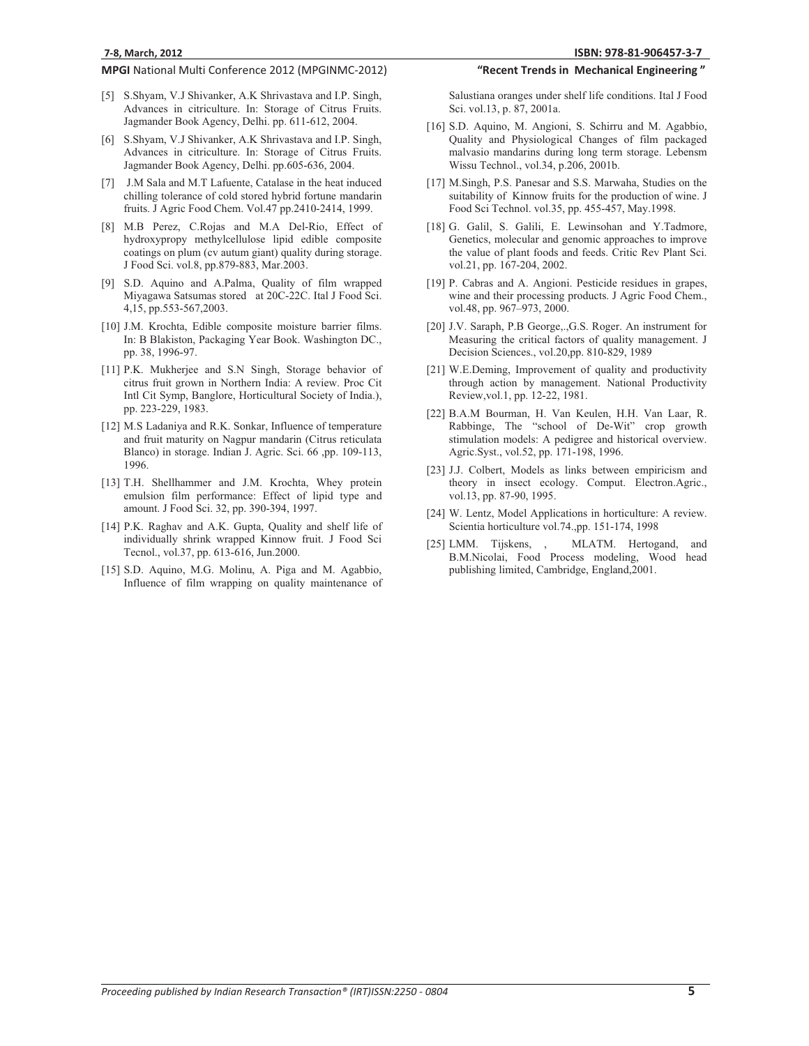[5] S.Shyam, V.J Shivanker, A.K Shrivastava and I.P. Singh, Advances in citriculture. In: Storage of Citrus Fruits. Jagmander Book Agency, Delhi. pp. 611-612, 2004.

[6] S.Shyam, V.J Shivanker, A.K Shrivastava and I.P. Singh, Advances in citriculture. In: Storage of Citrus Fruits. Jagmander Book Agency, Delhi. pp.605-636, 2004.

[7] J.M Sala and M.T Lafuente, Catalase in the heat induced chilling tolerance of cold stored hybrid fortune mandarin fruits. J Agric Food Chem. Vol.47 pp.2410-2414, 1999.

[8] M.B Perez, C.Rojas and M.A Del-Rio, Effect of hydroxypropy methylcellulose lipid edible composite coatings on plum (cv autum giant) quality during storage. J Food Sci. vol.8, pp.879-883, Mar.2003.

[9] S.D. Aquino and A.Palma, Quality of film wrapped Miyagawa Satsumas stored at 20C-22C. Ital J Food Sci. 4,15, pp.553-567,2003.

[10] J.M. Krochta, Edible composite moisture barrier films. In: B Blakiston, Packaging Year Book. Washington DC., pp. 38, 1996-97.

[11] P.K. Mukherjee and S.N Singh, Storage behavior of citrus fruit grown in Northern India: A review. Proc Cit Intl Cit Symp, Banglore, Horticultural Society of India.), pp. 223-229, 1983.

[12] M.S Ladaniya and R.K. Sonkar, Influence of temperature and fruit maturity on Nagpur mandarin (Citrus reticulata Blanco) in storage. Indian J. Agric. Sci. 66 ,pp. 109-113, 1996.

[13] T.H. Shellhammer and J.M. Krochta, Whey protein emulsion film performance: Effect of lipid type and amount. J Food Sci. 32, pp. 390-394, 1997.

[14] P.K. Raghav and A.K. Gupta, Quality and shelf life of individually shrink wrapped Kinnow fruit. J Food Sci Tecnol., vol.37, pp. 613-616, Jun.2000.

[15] S.D. Aquino, M.G. Molinu, A. Piga and M. Agabbio, Influence of film wrapping on quality maintenance of Salustiana oranges under shelf life conditions. Ital J Food Sci. vol.13, p. 87, 2001a.

[16] S.D. Aquino, M. Angioni, S. Schirru and M. Agabbio, Quality and Physiological Changes of film packaged malvasio mandarins during long term storage. Lebensm Wissu Technol., vol.34, p.206, 2001b.

[17] M.Singh, P.S. Panesar and S.S. Marwaha, Studies on the suitability of Kinnow fruits for the production of wine. J Food Sci Technol. vol.35, pp. 455-457, May.1998.

[18] G. Galil, S. Galili, E. Lewinsohan and Y.Tadmore, Genetics, molecular and genomic approaches to improve the value of plant foods and feeds. Critic Rev Plant Sci. vol.21, pp. 167-204, 2002.

[19] P. Cabras and A. Angioni. Pesticide residues in grapes, wine and their processing products. J Agric Food Chem., vol.48, pp. 967–973, 2000.

[20] J.V. Saraph, P.B George,.,G.S. Roger. An instrument for Measuring the critical factors of quality management. J Decision Sciences., vol.20,pp. 810-829, 1989

[21] W.E.Deming, Improvement of quality and productivity through action by management. National Productivity Review,vol.1, pp. 12-22, 1981.

[22] B.A.M Bourman, H. Van Keulen, H.H. Van Laar, R. Rabbinge, The "school of De-Wit" crop growth stimulation models: A pedigree and historical overview. Agric.Syst., vol.52, pp. 171-198, 1996.

[23] J.J. Colbert, Models as links between empiricism and theory in insect ecology. Comput. Electron.Agric., vol.13, pp. 87-90, 1995.

[24] W. Lentz, Model Applications in horticulture: A review. Scientia horticulture vol.74.,pp. 151-174, 1998

[25] LMM. Tijskens, , MLATM. Hertogand, and B.M.Nicolai, Food Process modeling, Wood head publishing limited, Cambridge, England,2001.